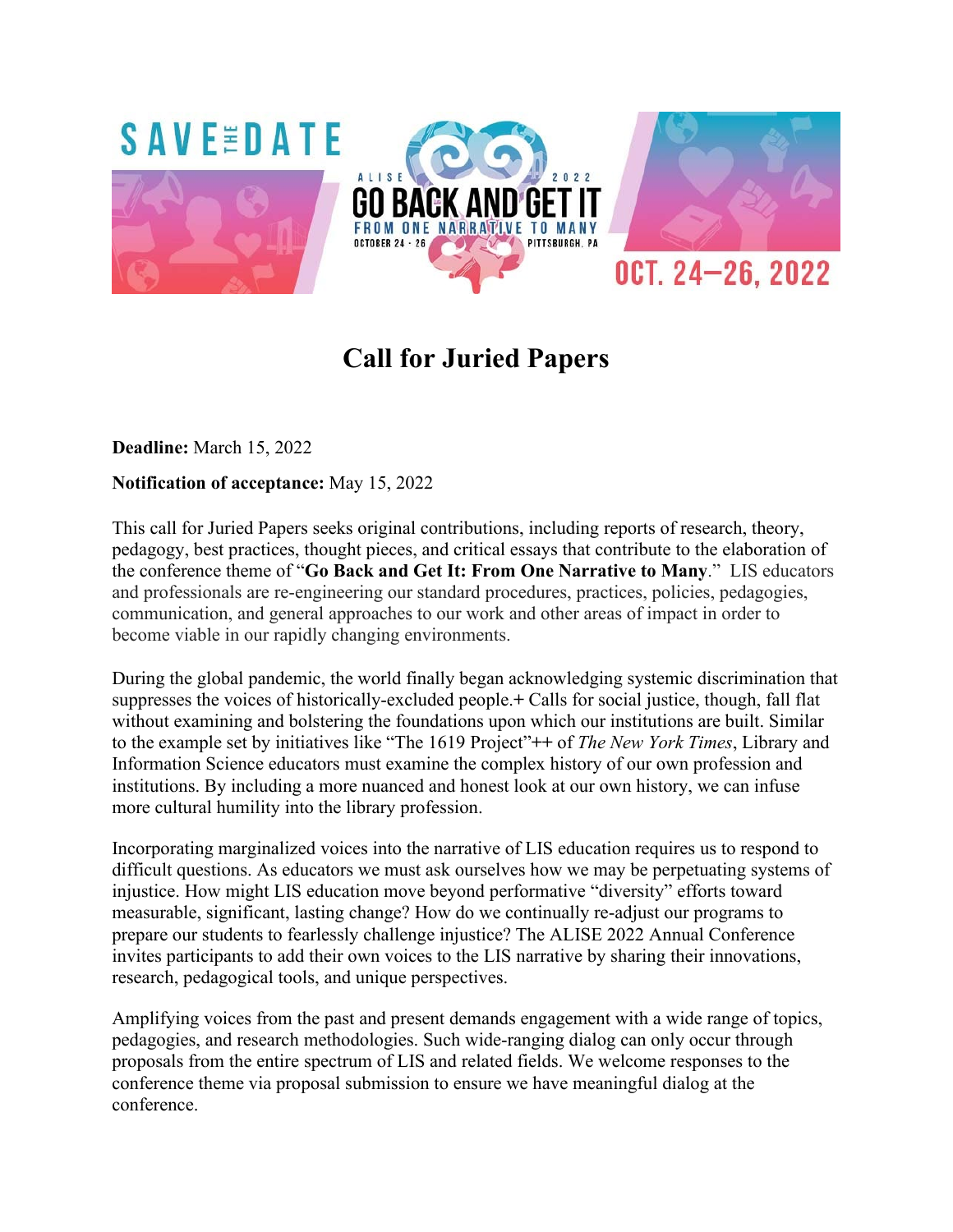SAVE THE DATE

ALISE 2022

GO BACK AND GET IT

FROM ONE NARRATIVE TO MANY

OCTOBER 24 · 26 PITTSBURGH, PA

OCT. 24—26, 2022

# Call for Juried Papers

**Deadline:** March 15, 2022

**Notification of acceptance:** May 15, 2022

This call for Juried Papers seeks original contributions, including reports of research, theory, pedagogy, best practices, thought pieces, and critical essays that contribute to the elaboration of the conference theme of "**Go Back and Get It: From One Narrative to Many**." LIS educators and professionals are re-engineering our standard procedures, practices, policies, pedagogies, communication, and general approaches to our work and other areas of impact in order to become viable in our rapidly changing environments.

During the global pandemic, the world finally began acknowledging systemic discrimination that suppresses the voices of historically-excluded people.+ Calls for social justice, though, fall flat without examining and bolstering the foundations upon which our institutions are built. Similar to the example set by initiatives like "The 1619 Project"++ of *The New York Times*, Library and Information Science educators must examine the complex history of our own profession and institutions. By including a more nuanced and honest look at our own history, we can infuse more cultural humility into the library profession.

Incorporating marginalized voices into the narrative of LIS education requires us to respond to difficult questions. As educators we must ask ourselves how we may be perpetuating systems of injustice. How might LIS education move beyond performative "diversity" efforts toward measurable, significant, lasting change? How do we continually re-adjust our programs to prepare our students to fearlessly challenge injustice? The ALISE 2022 Annual Conference invites participants to add their own voices to the LIS narrative by sharing their innovations, research, pedagogical tools, and unique perspectives.

Amplifying voices from the past and present demands engagement with a wide range of topics, pedagogies, and research methodologies. Such wide-ranging dialog can only occur through proposals from the entire spectrum of LIS and related fields. We welcome responses to the conference theme via proposal submission to ensure we have meaningful dialog at the conference.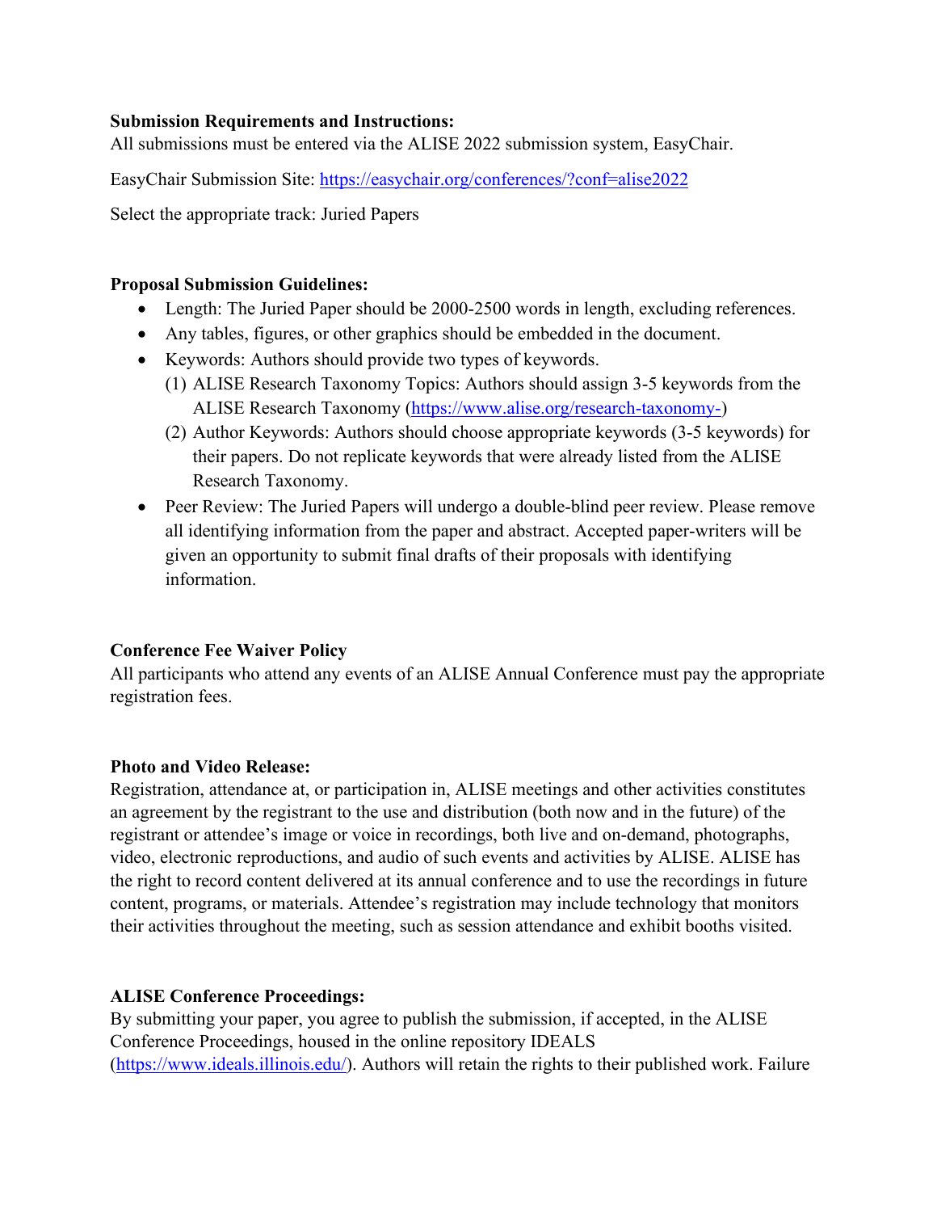**Submission Requirements and Instructions:**
All submissions must be entered via the ALISE 2022 submission system, EasyChair.

EasyChair Submission Site: https://easychair.org/conferences/?conf=alise2022

Select the appropriate track: Juried Papers

**Proposal Submission Guidelines:**

- Length: The Juried Paper should be 2000-2500 words in length, excluding references.
- Any tables, figures, or other graphics should be embedded in the document.
- Keywords: Authors should provide two types of keywords.
  (1) ALISE Research Taxonomy Topics: Authors should assign 3-5 keywords from the ALISE Research Taxonomy (https://www.alise.org/research-taxonomy-)
  (2) Author Keywords: Authors should choose appropriate keywords (3-5 keywords) for their papers. Do not replicate keywords that were already listed from the ALISE Research Taxonomy.
- Peer Review: The Juried Papers will undergo a double-blind peer review. Please remove all identifying information from the paper and abstract. Accepted paper-writers will be given an opportunity to submit final drafts of their proposals with identifying information.

**Conference Fee Waiver Policy**
All participants who attend any events of an ALISE Annual Conference must pay the appropriate registration fees.

**Photo and Video Release:**
Registration, attendance at, or participation in, ALISE meetings and other activities constitutes an agreement by the registrant to the use and distribution (both now and in the future) of the registrant or attendee's image or voice in recordings, both live and on-demand, photographs, video, electronic reproductions, and audio of such events and activities by ALISE. ALISE has the right to record content delivered at its annual conference and to use the recordings in future content, programs, or materials. Attendee's registration may include technology that monitors their activities throughout the meeting, such as session attendance and exhibit booths visited.

**ALISE Conference Proceedings:**
By submitting your paper, you agree to publish the submission, if accepted, in the ALISE Conference Proceedings, housed in the online repository IDEALS (https://www.ideals.illinois.edu/). Authors will retain the rights to their published work. Failure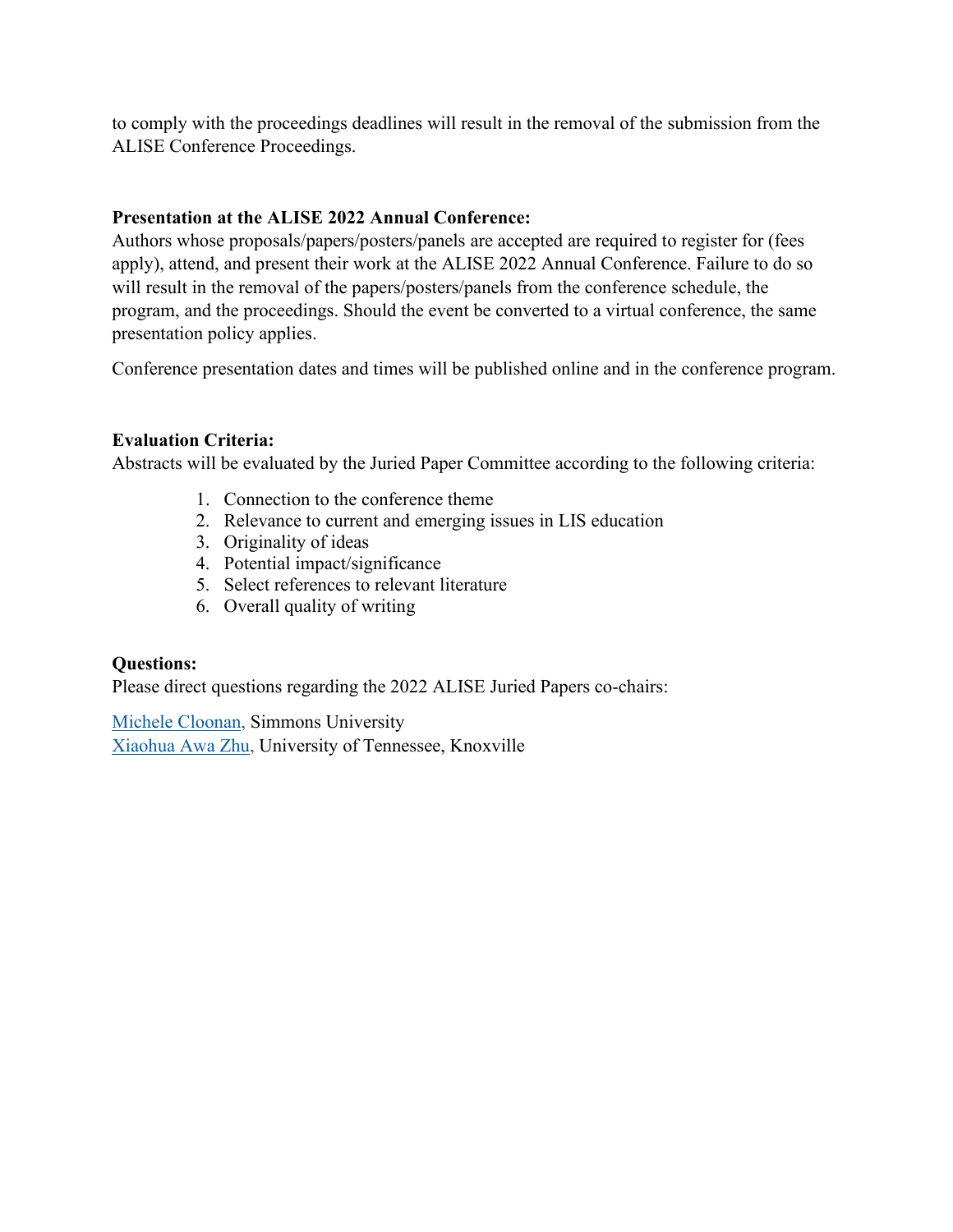to comply with the proceedings deadlines will result in the removal of the submission from the ALISE Conference Proceedings.

**Presentation at the ALISE 2022 Annual Conference:**

Authors whose proposals/papers/posters/panels are accepted are required to register for (fees apply), attend, and present their work at the ALISE 2022 Annual Conference. Failure to do so will result in the removal of the papers/posters/panels from the conference schedule, the program, and the proceedings. Should the event be converted to a virtual conference, the same presentation policy applies.

Conference presentation dates and times will be published online and in the conference program.

**Evaluation Criteria:**

Abstracts will be evaluated by the Juried Paper Committee according to the following criteria:

1. Connection to the conference theme
2. Relevance to current and emerging issues in LIS education
3. Originality of ideas
4. Potential impact/significance
5. Select references to relevant literature
6. Overall quality of writing

**Questions:**

Please direct questions regarding the 2022 ALISE Juried Papers co-chairs:

Michele Cloonan, Simmons University
Xiaohua Awa Zhu, University of Tennessee, Knoxville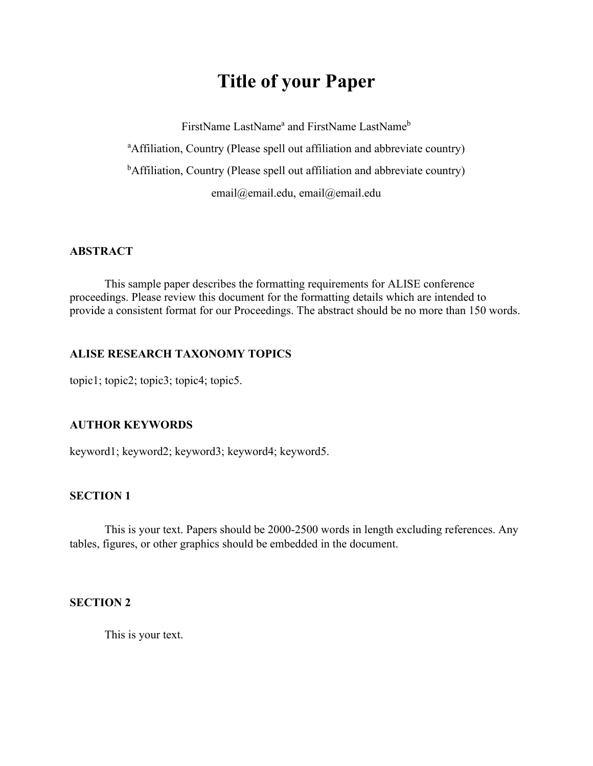# Title of your Paper

FirstName LastName[a] and FirstName LastName[b]

[a]Affiliation, Country (Please spell out affiliation and abbreviate country)

[b]Affiliation, Country (Please spell out affiliation and abbreviate country)

email@email.edu, email@email.edu

## ABSTRACT

This sample paper describes the formatting requirements for ALISE conference proceedings. Please review this document for the formatting details which are intended to provide a consistent format for our Proceedings. The abstract should be no more than 150 words.

## ALISE RESEARCH TAXONOMY TOPICS

topic1; topic2; topic3; topic4; topic5.

## AUTHOR KEYWORDS

keyword1; keyword2; keyword3; keyword4; keyword5.

## SECTION 1

This is your text. Papers should be 2000-2500 words in length excluding references. Any tables, figures, or other graphics should be embedded in the document.

## SECTION 2

This is your text.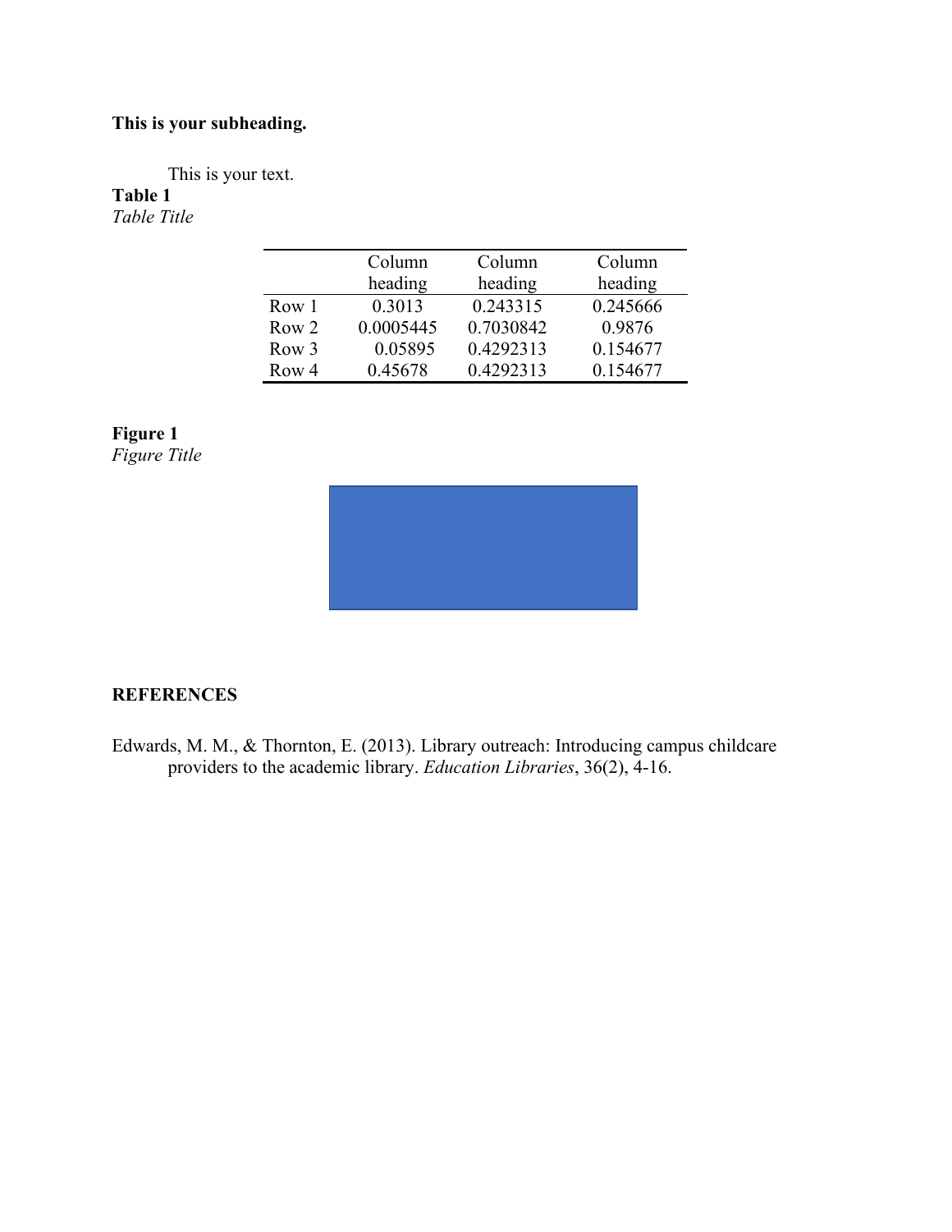**This is your subheading.**

This is your text.

**Table 1**

*Table Title*

| | Column heading | Column heading | Column heading |
|---|---|---|---|
| Row 1 | 0.3013 | 0.243315 | 0.245666 |
| Row 2 | 0.0005445 | 0.7030842 | 0.9876 |
| Row 3 | 0.05895 | 0.4292313 | 0.154677 |
| Row 4 | 0.45678 | 0.4292313 | 0.154677 |

**Figure 1**

*Figure Title*

## REFERENCES

Edwards, M. M., & Thornton, E. (2013). Library outreach: Introducing campus childcare providers to the academic library. *Education Libraries*, 36(2), 4-16.